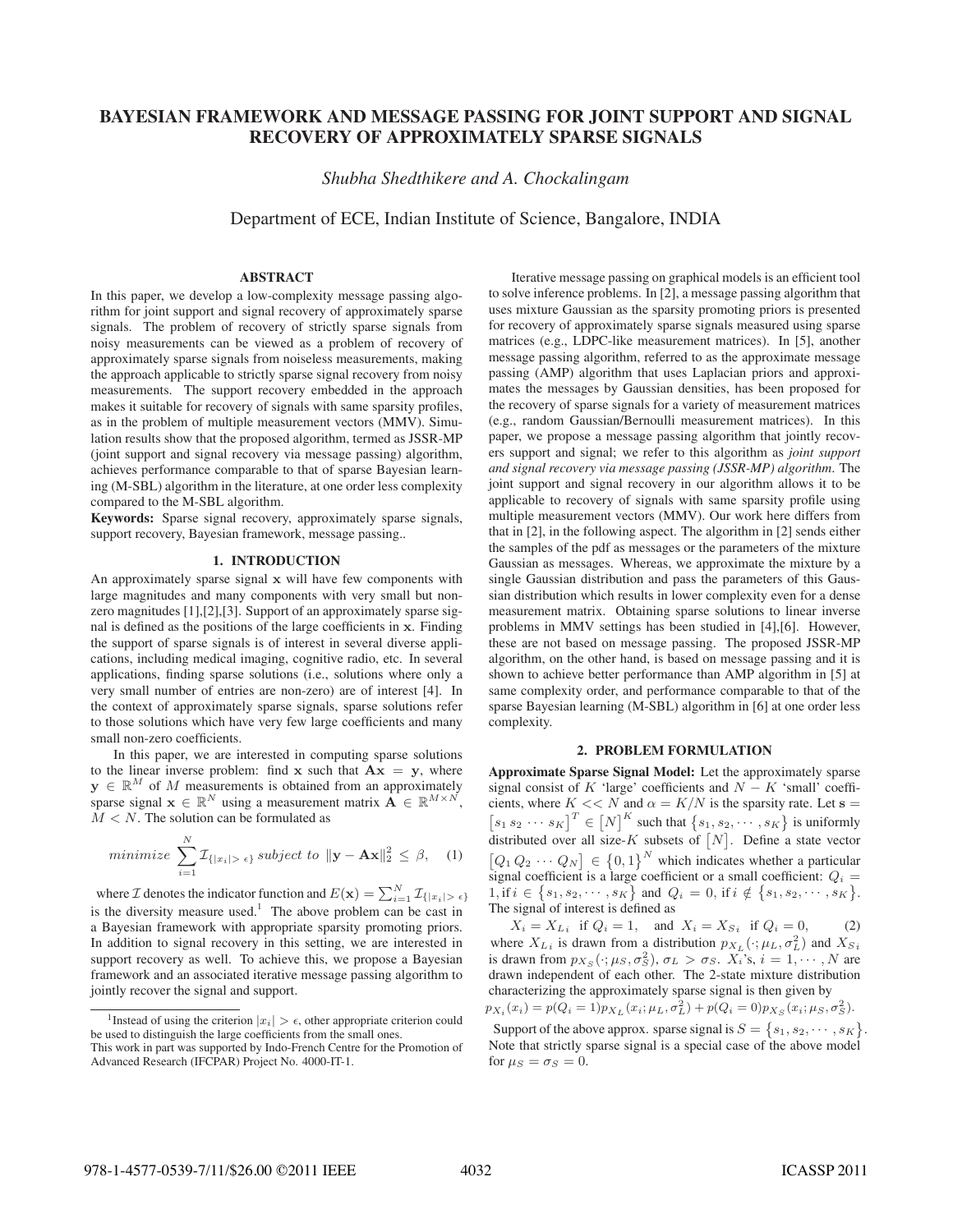# BAYESIAN FRAMEWORK AND MESSAGE PASSING FOR JOINT SUPPORT AND SIGNAL RECOVERY OF APPROXIMATELY SPARSE SIGNALS

*Shubha Shedthikere and A. Chockalingam*

Department of ECE, Indian Institute of Science, Bangalore, INDIA

## ABSTRACT

In this paper, we develop a low-complexity message passing algorithm for joint support and signal recovery of approximately sparse signals. The problem of recovery of strictly sparse signals from noisy measurements can be viewed as a problem of recovery of approximately sparse signals from noiseless measurements, making the approach applicable to strictly sparse signal recovery from noisy measurements. The support recovery embedded in the approach makes it suitable for recovery of signals with same sparsity profiles, as in the problem of multiple measurement vectors (MMV). Simulation results show that the proposed algorithm, termed as JSSR-MP (joint support and signal recovery via message passing) algorithm, achieves performance comparable to that of sparse Bayesian learning (M-SBL) algorithm in the literature, at one order less complexity compared to the M-SBL algorithm.

**Keywords:** Sparse signal recovery, approximately sparse signals, support recovery, Bayesian framework, message passing..

## 1. INTRODUCTION

An approximately sparse signal $\mathbf{x}$ will have few components with large magnitudes and many components with very small but non-zero magnitudes [1],[2],[3]. Support of an approximately sparse signal is defined as the positions of the large coefficients in $\mathbf{x}$. Finding the support of sparse signals is of interest in several diverse applications, including medical imaging, cognitive radio, etc. In several applications, finding sparse solutions (i.e., solutions where only a very small number of entries are non-zero) are of interest [4]. In the context of approximately sparse signals, sparse solutions refer to those solutions which have very few large coefficients and many small non-zero coefficients.

In this paper, we are interested in computing sparse solutions to the linear inverse problem: find $\mathbf{x}$ such that $\mathbf{Ax} = \mathbf{y}$, where $\mathbf{y} \in \mathbb{R}^M$ of $M$ measurements is obtained from an approximately sparse signal $\mathbf{x} \in \mathbb{R}^N$ using a measurement matrix $\mathbf{A} \in \mathbb{R}^{M \times N}$, $M < N$. The solution can be formulated as

$$minimize \sum_{i=1}^{N} \mathcal{I}_{\{|x_i| > \epsilon\}} \; subject\ to\ \|\mathbf{y} - \mathbf{Ax}\|_2^2 \leq \beta, \quad (1)$$

where $\mathcal{I}$ denotes the indicator function and $E(\mathbf{x}) = \sum_{i=1}^{N} \mathcal{I}_{\{|x_i| > \epsilon\}}$ is the diversity measure used.[1] The above problem can be cast in a Bayesian framework with appropriate sparsity promoting priors. In addition to signal recovery in this setting, we are interested in support recovery as well. To achieve this, we propose a Bayesian framework and an associated iterative message passing algorithm to jointly recover the signal and support.

[1] Instead of using the criterion $|x_i| > \epsilon$, other appropriate criterion could be used to distinguish the large coefficients from the small ones.

This work in part was supported by Indo-French Centre for the Promotion of Advanced Research (IFCPAR) Project No. 4000-IT-1.

Iterative message passing on graphical models is an efficient tool to solve inference problems. In [2], a message passing algorithm that uses mixture Gaussian as the sparsity promoting priors is presented for recovery of approximately sparse signals measured using sparse matrices (e.g., LDPC-like measurement matrices). In [5], another message passing algorithm, referred to as the approximate message passing (AMP) algorithm that uses Laplacian priors and approximates the messages by Gaussian densities, has been proposed for the recovery of sparse signals for a variety of measurement matrices (e.g., random Gaussian/Bernoulli measurement matrices). In this paper, we propose a message passing algorithm that jointly recovers support and signal; we refer to this algorithm as *joint support and signal recovery via message passing (JSSR-MP) algorithm*. The joint support and signal recovery in our algorithm allows it to be applicable to recovery of signals with same sparsity profile using multiple measurement vectors (MMV). Our work here differs from that in [2], in the following aspect. The algorithm in [2] sends either the samples of the pdf as messages or the parameters of the mixture Gaussian as messages. Whereas, we approximate the mixture by a single Gaussian distribution and pass the parameters of this Gaussian distribution which results in lower complexity even for a dense measurement matrix. Obtaining sparse solutions to linear inverse problems in MMV settings has been studied in [4],[6]. However, these are not based on message passing. The proposed JSSR-MP algorithm, on the other hand, is based on message passing and it is shown to achieve better performance than AMP algorithm in [5] at same complexity order, and performance comparable to that of the sparse Bayesian learning (M-SBL) algorithm in [6] at one order less complexity.

## 2. PROBLEM FORMULATION

**Approximate Sparse Signal Model:** Let the approximately sparse signal consist of $K$ 'large' coefficients and $N - K$ 'small' coefficients, where $K << N$ and $\alpha = K/N$ is the sparsity rate. Let $\mathbf{s} = \begin{bmatrix} s_1\, s_2\, \cdots\, s_K \end{bmatrix}^T \in \begin{bmatrix} N \end{bmatrix}^K$ such that $\{s_1, s_2, \cdots, s_K\}$ is uniformly distributed over all size-$K$ subsets of $[N]$. Define a state vector $\begin{bmatrix} Q_1\, Q_2\, \cdots\, Q_N \end{bmatrix} \in \{0,1\}^N$ which indicates whether a particular signal coefficient is a large coefficient or a small coefficient: $Q_i = 1$, if $i \in \{s_1, s_2, \cdots, s_K\}$ and $Q_i = 0$, if $i \notin \{s_1, s_2, \cdots, s_K\}$. The signal of interest is defined as

$$X_i = X_{L_i} \;\text{ if } Q_i = 1, \quad \text{and } X_i = X_{S_i} \;\text{ if } Q_i = 0, \quad (2)$$

where $X_{L_i}$ is drawn from a distribution $p_{X_L}(\cdot; \mu_L, \sigma_L^2)$ and $X_{S_i}$ is drawn from $p_{X_S}(\cdot; \mu_S, \sigma_S^2)$, $\sigma_L > \sigma_S$. $X_i$'s, $i = 1, \cdots, N$ are drawn independent of each other. The 2-state mixture distribution characterizing the approximately sparse signal is then given by

$$p_{X_i}(x_i) = p(Q_i = 1)p_{X_L}(x_i; \mu_L, \sigma_L^2) + p(Q_i = 0)p_{X_S}(x_i; \mu_S, \sigma_S^2).$$

Support of the above approx. sparse signal is $S = \{s_1, s_2, \cdots, s_K\}$. Note that strictly sparse signal is a special case of the above model for $\mu_S = \sigma_S = 0$.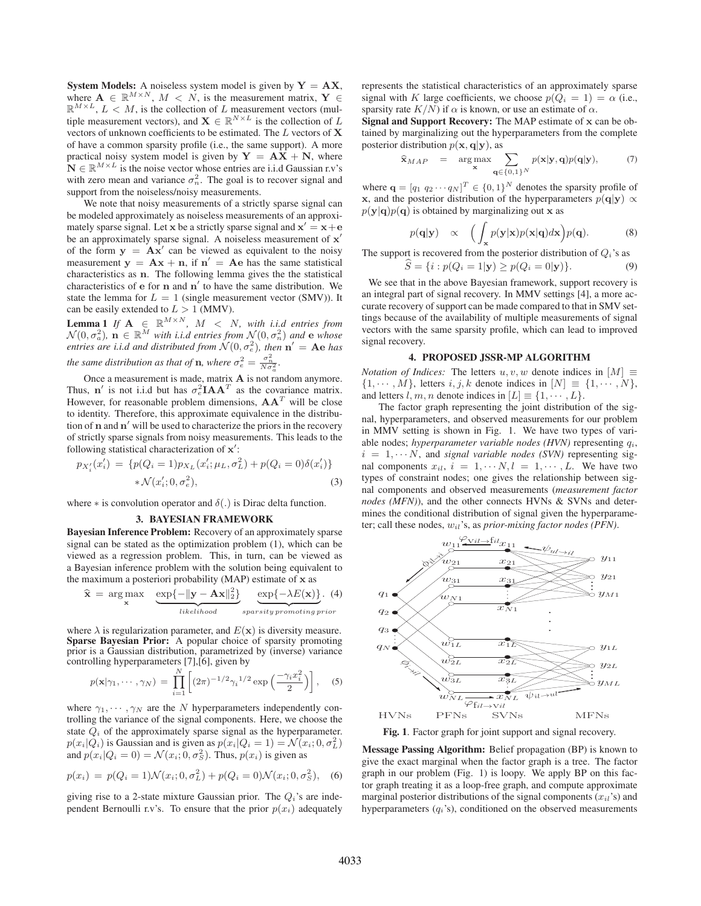**System Models:** A noiseless system model is given by $\mathbf{Y} = \mathbf{AX}$, where $\mathbf{A} \in \mathbb{R}^{M\times N}$, $M < N$, is the measurement matrix, $\mathbf{Y} \in \mathbb{R}^{M\times L}$, $L < M$, is the collection of $L$ measurement vectors (multiple measurement vectors), and $\mathbf{X} \in \mathbb{R}^{N\times L}$ is the collection of $L$ vectors of unknown coefficients to be estimated. The $L$ vectors of $\mathbf{X}$ of have a common sparsity profile (i.e., the same support). A more practical noisy system model is given by $\mathbf{Y} = \mathbf{AX} + \mathbf{N}$, where $\mathbf{N} \in \mathbb{R}^{M\times L}$ is the noise vector whose entries are i.i.d Gaussian r.v's with zero mean and variance $\sigma_n^2$. The goal is to recover signal and support from the noiseless/noisy measurements.

We note that noisy measurements of a strictly sparse signal can be modeled approximately as noiseless measurements of an approximately sparse signal. Let $\mathbf{x}$ be a strictly sparse signal and $\mathbf{x}' = \mathbf{x}+\mathbf{e}$ be an approximately sparse signal. A noiseless measurement of $\mathbf{x}'$ of the form $\mathbf{y} = \mathbf{Ax}'$ can be viewed as equivalent to the noisy measurement $\mathbf{y} = \mathbf{Ax} + \mathbf{n}$, if $\mathbf{n}' = \mathbf{Ae}$ has the same statistical characteristics as $\mathbf{n}$. The following lemma gives the the statistical characteristics of $\mathbf{e}$ for $\mathbf{n}$ and $\mathbf{n}'$ to have the same distribution. We state the lemma for $L = 1$ (single measurement vector (SMV)). It can be easily extended to $L > 1$ (MMV).

**Lemma 1** *If $\mathbf{A} \in \mathbb{R}^{M\times N}$, $M < N$, with i.i.d entries from $\mathcal{N}(0, \sigma_a^2)$, $\mathbf{n} \in \mathbb{R}^M$ with i.i.d entries from $\mathcal{N}(0, \sigma_n^2)$ and $\mathbf{e}$ whose entries are i.i.d and distributed from $\mathcal{N}(0, \sigma_e^2)$, then $\mathbf{n}' = \mathbf{Ae}$ has the same distribution as that of $\mathbf{n}$, where $\sigma_e^2 = \frac{\sigma_n^2}{N\sigma_a^2}$.*

Once a measurement is made, matrix $\mathbf{A}$ is not random anymore. Thus, $\mathbf{n}'$ is not i.i.d but has $\sigma_e^2 \mathbf{I}\mathbf{A}\mathbf{A}^T$ as the covariance matrix. However, for reasonable problem dimensions, $\mathbf{A}\mathbf{A}^T$ will be close to identity. Therefore, this approximate equivalence in the distribution of $\mathbf{n}$ and $\mathbf{n}'$ will be used to characterize the priors in the recovery of strictly sparse signals from noisy measurements. This leads to the following statistical characterization of $\mathbf{x}'$:

$$p_{X_i'}(x_i') = \{p(Q_i = 1)p_{X_L}(x_i'; \mu_L, \sigma_L^2) + p(Q_i = 0)\delta(x_i')\} * \mathcal{N}(x_i'; 0, \sigma_e^2), \tag{3}$$

where $*$ is convolution operator and $\delta(.)$ is Dirac delta function.

## 3. BAYESIAN FRAMEWORK

**Bayesian Inference Problem:** Recovery of an approximately sparse signal can be stated as the optimization problem (1), which can be viewed as a regression problem. This, in turn, can be viewed as a Bayesian inference problem with the solution being equivalent to the maximum a posteriori probability (MAP) estimate of $\mathbf{x}$ as

$$\widehat{\mathbf{x}} = \arg\max_{\mathbf{x}} \underbrace{\exp\{-\|\mathbf{y} - \mathbf{Ax}\|_2^2\}}_{likelihood} \underbrace{\exp\{-\lambda E(\mathbf{x})\}}_{sparsity\, promoting\, prior}. \tag{4}$$

where $\lambda$ is regularization parameter, and $E(\mathbf{x})$ is diversity measure.

**Sparse Bayesian Prior:** A popular choice of sparsity promoting prior is a Gaussian distribution, parametrized by (inverse) variance controlling hyperparameters [7],[6], given by

$$p(\mathbf{x}|\gamma_1, \cdots, \gamma_N) = \prod_{i=1}^{N} \left[(2\pi)^{-1/2}\gamma_i{}^{1/2} \exp\left(\frac{-\gamma_i x_i^2}{2}\right)\right], \tag{5}$$

where $\gamma_1, \cdots, \gamma_N$ are the $N$ hyperparameters independently controlling the variance of the signal components. Here, we choose the state $Q_i$ of the approximately sparse signal as the hyperparameter. $p(x_i|Q_i)$ is Gaussian and is given as $p(x_i|Q_i = 1) = \mathcal{N}(x_i; 0, \sigma_L^2)$ and $p(x_i|Q_i = 0) = \mathcal{N}(x_i; 0, \sigma_S^2)$. Thus, $p(x_i)$ is given as

$$p(x_i) = p(Q_i = 1)\mathcal{N}(x_i; 0, \sigma_L^2) + p(Q_i = 0)\mathcal{N}(x_i; 0, \sigma_S^2), \tag{6}$$

giving rise to a 2-state mixture Gaussian prior. The $Q_i$'s are independent Bernoulli r.v's. To ensure that the prior $p(x_i)$ adequately represents the statistical characteristics of an approximately sparse signal with $K$ large coefficients, we choose $p(Q_i = 1) = \alpha$ (i.e., sparsity rate $K/N$) if $\alpha$ is known, or use an estimate of $\alpha$.

**Signal and Support Recovery:** The MAP estimate of $\mathbf{x}$ can be obtained by marginalizing out the hyperparameters from the complete posterior distribution $p(\mathbf{x}, \mathbf{q}|\mathbf{y})$, as

$$\widehat{\mathbf{x}}_{MAP} = \arg\max_{\mathbf{x}} \sum_{\mathbf{q}\in\{0,1\}^N} p(\mathbf{x}|\mathbf{y}, \mathbf{q})p(\mathbf{q}|\mathbf{y}), \tag{7}$$

where $\mathbf{q} = [q_1\ q_2 \cdots q_N]^T \in \{0, 1\}^N$ denotes the sparsity profile of $\mathbf{x}$, and the posterior distribution of the hyperparameters $p(\mathbf{q}|\mathbf{y}) \propto p(\mathbf{y}|\mathbf{q})p(\mathbf{q})$ is obtained by marginalizing out $\mathbf{x}$ as

$$p(\mathbf{q}|\mathbf{y}) \propto \left(\int_{\mathbf{x}} p(\mathbf{y}|\mathbf{x})p(\mathbf{x}|\mathbf{q})d\mathbf{x}\right)p(\mathbf{q}). \tag{8}$$

The support is recovered from the posterior distribution of $Q_i$'s as

$$\widehat{S} = \{i : p(Q_i = 1|\mathbf{y}) \geq p(Q_i = 0|\mathbf{y})\}. \tag{9}$$

We see that in the above Bayesian framework, support recovery is an integral part of signal recovery. In MMV settings [4], a more accurate recovery of support can be made compared to that in SMV settings because of the availability of multiple measurements of signal vectors with the same sparsity profile, which can lead to improved signal recovery.

## 4. PROPOSED JSSR-MP ALGORITHM

*Notation of Indices:* The letters $u, v, w$ denote indices in $[M] \equiv \{1, \cdots, M\}$, letters $i, j, k$ denote indices in $[N] \equiv \{1, \cdots, N\}$, and letters $l, m, n$ denote indices in $[L] \equiv \{1, \cdots, L\}$.

The factor graph representing the joint distribution of the signal, hyperparameters, and observed measurements for our problem in MMV setting is shown in Fig. 1. We have two types of variable nodes; *hyperparameter variable nodes (HVN)* representing $q_i$, $i = 1, \cdots N$, and *signal variable nodes (SVN)* representing signal components $x_{il}$, $i = 1, \cdots N, l = 1, \cdots, L$. We have two types of constraint nodes; one gives the relationship between signal components and observed measurements (*measurement factor nodes (MFN)*), and the other connects HVNs & SVNs and determines the conditional distribution of signal given the hyperparameter; call these nodes, $w_{il}$'s, as *prior-mixing factor nodes (PFN)*.

**Fig. 1**. Factor graph for joint support and signal recovery.

**Message Passing Algorithm:** Belief propagation (BP) is known to give the exact marginal when the factor graph is a tree. The factor graph in our problem (Fig. 1) is loopy. We apply BP on this factor graph treating it as a loop-free graph, and compute approximate marginal posterior distributions of the signal components ($x_{il}$'s) and hyperparameters ($q_i$'s), conditioned on the observed measurements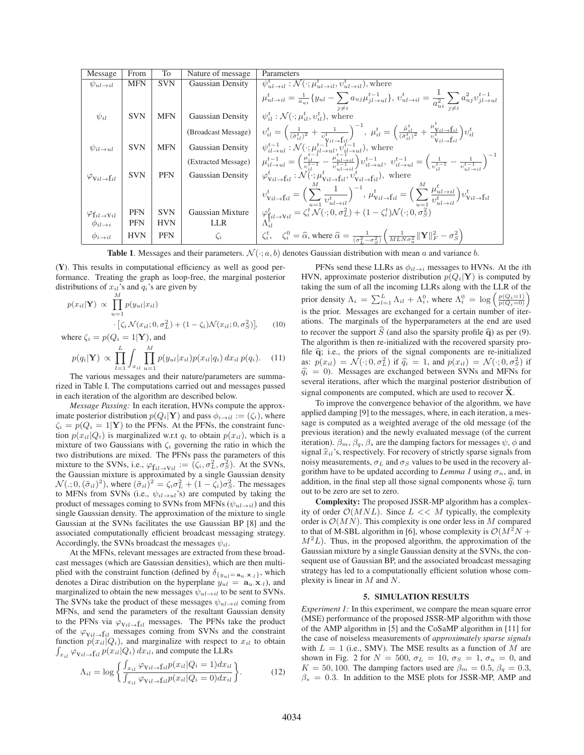| Message | From | To | Nature of message | Parameters |
| --- | --- | --- | --- | --- |
| $\psi_{ul\to il}$ | MFN | SVN | Gaussian Density | $\psi^t_{ul\to il} : \mathcal{N}(\cdot; \mu^t_{ul\to il}, \upsilon^t_{ul\to il})$, where |
| | | | | $\mu^t_{ul\to il} = \frac{1}{a_{ui}}\{y_{ul} - \sum_{j\neq i} a_{uj}\mu^{t-1}_{jl\to ul}\}$, $\upsilon^t_{ul\to il} = \frac{1}{a^2_{ui}} \sum_{j\neq i} a^2_{uj}\upsilon^{t-1}_{jl\to ul}$ |
| $\psi_{il}$ | SVN | MFN | Gaussian Density | $\psi^t_{il} : \mathcal{N}(\cdot; \mu^t_{il}, \upsilon^t_{il})$, where |
| | | | (Broadcast Message) | $\upsilon^t_{il} = \left(\frac{1}{(\tilde{\sigma}^t_{il})^2} + \frac{1}{\upsilon^t_{\mathrm{v}il\to \mathrm{f}il}}\right)^{-1}$, $\mu^t_{il} = \left(\frac{\tilde{\mu}^t_{il}}{(\tilde{\sigma}^t_{il})^2} + \frac{\mu^t_{\mathrm{v}il\to \mathrm{f}il}}{\upsilon^t_{\mathrm{v}il\to \mathrm{f}il}}\right)\upsilon^t_{il}$ |
| $\psi_{il\to ul}$ | SVN | MFN | Gaussian Density | $\psi^{t-1}_{il\to ul} : \mathcal{N}(\cdot; \mu^{t-1}_{il\to ul}, \upsilon^{t-1}_{il\to ul})$, where |
| | | | (Extracted Message) | $\mu^{t-1}_{il\to ul} = \left(\frac{\mu^{t-1}_{il}}{\upsilon^{t-1}_{il}} - \frac{\mu^{t-1}_{ul\to il}}{\upsilon^{t-1}_{ul\to il}}\right)\upsilon^{t-1}_{il\to ul}$, $\upsilon^{t-1}_{il\to ul} = \left(\frac{1}{\upsilon^{t-1}_{il}} - \frac{1}{\upsilon^{t-1}_{ul\to il}}\right)^{-1}$ |
| $\varphi_{\mathrm{v}il\to \mathrm{f}il}$ | SVN | PFN | Gaussian Density | $\varphi^t_{\mathrm{v}il\to \mathrm{f}il} : \mathcal{N}(\cdot; \mu^t_{\mathrm{v}il\to \mathrm{f}il}, \upsilon^t_{\mathrm{v}il\to \mathrm{f}il})$, where |
| | | | | $\upsilon^t_{\mathrm{v}il\to \mathrm{f}il} = \left(\sum_{u=1}^{M} \frac{1}{\upsilon^t_{ul\to il}}\right)^{-1}$, $\mu^t_{\mathrm{v}il\to \mathrm{f}il} = \left(\sum_{u=1}^{M} \frac{\mu^t_{ul\to il}}{\upsilon^t_{ul\to il}}\right)\upsilon^t_{\mathrm{v}il\to \mathrm{f}il}$ |
| $\varphi_{\mathrm{f}il\to \mathrm{v}il}$ | PFN | SVN | Gaussian Mixture | $\varphi^t_{\mathrm{f}il\to \mathrm{v}il} = \zeta^t_i \mathcal{N}(\cdot; 0, \sigma^2_L) + (1-\zeta^t_i)\mathcal{N}(\cdot; 0, \sigma^2_S)$ |
| $\phi_{il\to i}$ | PFN | HVN | LLR | $\Lambda^t_{il}$ |
| $\phi_{i\to il}$ | HVN | PFN | $\zeta_i$ | $\zeta^t_i$, $\zeta^0_i = \widehat{\alpha}$, where $\widehat{\alpha} = \frac{1}{(\sigma^2_L - \sigma^2_S)}\left(\frac{1}{MLN\sigma^2_a}\|\mathbf{Y}\|^2_F - \sigma^2_S\right)$ |

**Table 1**. Messages and their parameters. $\mathcal{N}(\cdot; a, b)$ denotes Gaussian distribution with mean $a$ and variance $b$.

($\mathbf{Y}$). This results in computational efficiency as well as good performance. Treating the graph as loop-free, the marginal posterior distributions of $x_{il}$'s and $q_i$'s are given by

$$p(x_{il}|\mathbf{Y}) \propto \prod_{u=1}^{M} p(y_{ul}|x_{il}) \cdot \left[\zeta_i \mathcal{N}(x_{il}; 0, \sigma^2_L) + (1-\zeta_i)\mathcal{N}(x_{il}; 0, \sigma^2_S)\right], \quad (10)$$

where $\zeta_i = p(Q_i = 1|\mathbf{Y})$, and

$$p(q_i|\mathbf{Y}) \propto \prod_{l=1}^{L} \int_{x_{il}} \prod_{u=1}^{M} p(y_{ul}|x_{il}) p(x_{il}|q_i)\, dx_{il}\, p(q_i). \quad (11)$$

The various messages and their nature/parameters are summarized in Table I. The computations carried out and messages passed in each iteration of the algorithm are described below.

*Message Passing:* In each iteration, HVNs compute the approximate posterior distribution $p(Q_i|\mathbf{Y})$ and pass $\phi_{i\to il} := (\zeta_i)$, where $\zeta_i = p(Q_i = 1|\mathbf{Y})$ to the PFNs. At the PFNs, the constraint function $p(x_{il}|Q_i)$ is marginalized w.r.t $q_i$ to obtain $p(x_{il})$, which is a mixture of two Gaussians with $\zeta_i$ governing the ratio in which the two distributions are mixed. The PFNs pass the parameters of this mixture to the SVNs, i.e., $\varphi_{\mathrm{f}il\to \mathrm{v}il} := (\zeta_i, \sigma^2_L, \sigma^2_S)$. At the SVNs, the Gaussian mixture is approximated by a single Gaussian density $\mathcal{N}(.; 0, (\tilde{\sigma}_{il})^2)$, where $(\tilde{\sigma}_{il})^2 = \zeta_i\sigma^2_L + (1-\zeta_i)\sigma^2_S$. The messages to MFNs from SVNs (i.e., $\psi_{il\to ul}$'s) are computed by taking the product of messages coming to SVNs from MFNs ($\psi_{ul\to il}$) and this single Gaussian density. The approximation of the mixture to single Gaussian at the SVNs facilitates the use Gaussian BP [8] and the associated computationally efficient broadcast messaging strategy. Accordingly, the SVNs broadcast the messages $\psi_{il}$.

At the MFNs, relevant messages are extracted from these broadcast messages (which are Gaussian densities), which are then multiplied with the constraint function (defined by $\delta_{\{y_{ul} = \mathbf{a}_{u\cdot}\mathbf{x}_{\cdot l}\}}$, which denotes a Dirac distribution on the hyperplane $y_{ul} = \mathbf{a}_{u\cdot}\mathbf{x}_{\cdot l}$), and marginalized to obtain the new messages $\psi_{ul\to il}$ to be sent to SVNs. The SVNs take the product of these messages $\psi_{ul\to il}$ coming from MFNs, and send the parameters of the resultant Gaussian density to the PFNs via $\varphi_{\mathrm{v}il\to \mathrm{f}il}$ messages. The PFNs take the product of the $\varphi_{\mathrm{v}il\to \mathrm{f}il}$ messages coming from SVNs and the constraint function $p(x_{il}|Q_i)$, and marginalize with respect to $x_{il}$ to obtain $\int_{x_{il}} \varphi_{\mathrm{v}il\to \mathrm{f}il}\, p(x_{il}|Q_i)\, dx_{il}$, and compute the LLRs

$$\Lambda_{il} = \log\left\{\frac{\int_{x_{il}} \varphi_{\mathrm{v}il\to \mathrm{f}il} p(x_{il}|Q_i = 1) dx_{il}}{\int_{x_{il}} \varphi_{\mathrm{v}il\to \mathrm{f}il} p(x_{il}|Q_i = 0) dx_{il}}\right\}. \quad (12)$$

PFNs send these LLRs as $\phi_{il\to i}$ messages to HVNs. At the $i$th HVN, approximate posterior distribution $p(Q_i|\mathbf{Y})$ is computed by taking the sum of all the incoming LLRs along with the LLR of the prior density $\Lambda_i = \sum_{l=1}^{L} \Lambda_{il} + \Lambda^0_i$, where $\Lambda^0_i = \log\left(\frac{p(Q_i=1)}{p(Q_i=0)}\right)$ is the prior. Messages are exchanged for a certain number of iterations. The marginals of the hyperparameters at the end are used to recover the support $\widehat{S}$ (and also the sparsity profile $\widehat{\mathbf{q}}$) as per (9). The algorithm is then re-initialized with the recovered sparsity profile $\widehat{\mathbf{q}}$; i.e., the priors of the signal components are re-initialized as: $p(x_{il}) = \mathcal{N}(\cdot; 0, \sigma^2_L)$ if $\widehat{q}_i = 1$, and $p(x_{il}) = \mathcal{N}(\cdot; 0, \sigma^2_S)$ if $\widehat{q}_i = 0$). Messages are exchanged between SVNs and MFNs for several iterations, after which the marginal posterior distribution of signal components are computed, which are used to recover $\widehat{\mathbf{X}}$.

To improve the convergence behavior of the algorithm, we have applied damping [9] to the messages, where, in each iteration, a message is computed as a weighted average of the old message (of the previous iteration) and the newly evaluated message (of the current iteration). $\beta_m$, $\beta_q$, $\beta_s$ are the damping factors for messages $\psi$, $\phi$ and signal $\widehat{x}_{il}$'s, respectively. For recovery of strictly sparse signals from noisy measurements, $\sigma_L$ and $\sigma_S$ values to be used in the recovery algorithm have to be updated according to *Lemma 1* using $\sigma_n$, and, in addition, in the final step all those signal components whose $\widehat{q}_i$ turn out to be zero are set to zero.

**Complexity:** The proposed JSSR-MP algorithm has a complexity of order $\mathcal{O}(MNL)$. Since $L << M$ typically, the complexity order is $\mathcal{O}(MN)$. This complexity is one order less in $M$ compared to that of M-SBL algorithm in [6], whose complexity is $\mathcal{O}(M^2N + M^2L)$. Thus, in the proposed algorithm, the approximation of the Gaussian mixture by a single Gaussian density at the SVNs, the consequent use of Gaussian BP, and the associated broadcast messaging strategy has led to a computationally efficient solution whose complexity is linear in $M$ and $N$.

## 5. SIMULATION RESULTS

*Experiment 1:* In this experiment, we compare the mean square error (MSE) performance of the proposed JSSR-MP algorithm with those of the AMP algorithm in [5] and the CoSaMP algorithm in [11] for the case of noiseless measurements of *approximately sparse signals* with $L = 1$ (i.e., SMV). The MSE results as a function of $M$ are shown in Fig. 2 for $N = 500$, $\sigma_L = 10$, $\sigma_S = 1$, $\sigma_n = 0$, and $K = 50, 100$. The damping factors used are $\beta_m = 0.5$, $\beta_q = 0.3$, $\beta_s = 0.3$. In addition to the MSE plots for JSSR-MP, AMP and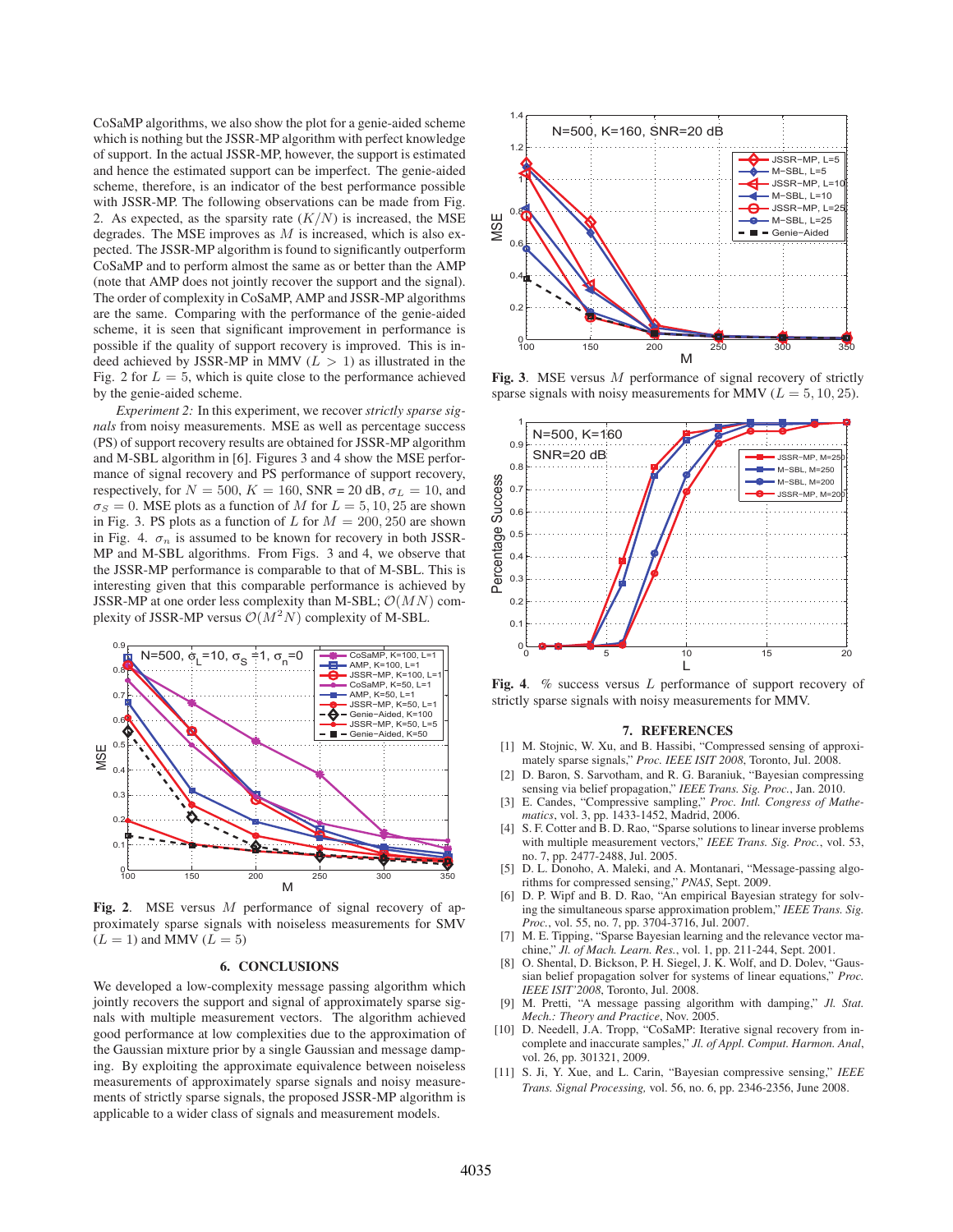CoSaMP algorithms, we also show the plot for a genie-aided scheme which is nothing but the JSSR-MP algorithm with perfect knowledge of support. In the actual JSSR-MP, however, the support is estimated and hence the estimated support can be imperfect. The genie-aided scheme, therefore, is an indicator of the best performance possible with JSSR-MP. The following observations can be made from Fig. 2. As expected, as the sparsity rate ($K/N$) is increased, the MSE degrades. The MSE improves as $M$ is increased, which is also expected. The JSSR-MP algorithm is found to significantly outperform CoSaMP and to perform almost the same as or better than the AMP (note that AMP does not jointly recover the support and the signal). The order of complexity in CoSaMP, AMP and JSSR-MP algorithms are the same. Comparing with the performance of the genie-aided scheme, it is seen that significant improvement in performance is possible if the quality of support recovery is improved. This is indeed achieved by JSSR-MP in MMV ($L > 1$) as illustrated in the Fig. 2 for $L = 5$, which is quite close to the performance achieved by the genie-aided scheme.

*Experiment 2:* In this experiment, we recover *strictly sparse signals* from noisy measurements. MSE as well as percentage success (PS) of support recovery results are obtained for JSSR-MP algorithm and M-SBL algorithm in [6]. Figures 3 and 4 show the MSE performance of signal recovery and PS performance of support recovery, respectively, for $N = 500$, $K = 160$, SNR = 20 dB, $\sigma_L = 10$, and $\sigma_S = 0$. MSE plots as a function of $M$ for $L = 5, 10, 25$ are shown in Fig. 3. PS plots as a function of $L$ for $M = 200, 250$ are shown in Fig. 4. $\sigma_n$ is assumed to be known for recovery in both JSSR-MP and M-SBL algorithms. From Figs. 3 and 4, we observe that the JSSR-MP performance is comparable to that of M-SBL. This is interesting given that this comparable performance is achieved by JSSR-MP at one order less complexity than M-SBL; $\mathcal{O}(MN)$ complexity of JSSR-MP versus $\mathcal{O}(M^2N)$ complexity of M-SBL.

N=500, $\sigma_L$=10, $\sigma_S$ =1, $\sigma_n$=0

CoSaMP, K=100, L=1
AMP, K=100, L=1
JSSR-MP, K=100, L=1
CoSaMP, K=50, L=1
AMP, K=50, L=1
JSSR-MP, K=50, L=1
Genie-Aided, K=100
JSSR-MP, K=50, L=5
Genie-Aided, K=50

MSE
0
0.1
0.2
0.3
0.4
0.5
0.6
0.7
0.8
0.9

M
100
150
200
250
300
350

**Fig. 2**. MSE versus $M$ performance of signal recovery of approximately sparse signals with noiseless measurements for SMV ($L = 1$) and MMV ($L = 5$)

## 6. CONCLUSIONS

We developed a low-complexity message passing algorithm which jointly recovers the support and signal of approximately sparse signals with multiple measurement vectors. The algorithm achieved good performance at low complexities due to the approximation of the Gaussian mixture prior by a single Gaussian and message damping. By exploiting the approximate equivalence between noiseless measurements of approximately sparse signals and noisy measurements of strictly sparse signals, the proposed JSSR-MP algorithm is applicable to a wider class of signals and measurement models.

N=500, K=160, SNR=20 dB

JSSR-MP, L=5
M-SBL, L=5
JSSR-MP, L=10
M-SBL, L=10
JSSR-MP, L=25
M-SBL, L=25
Genie-Aided

MSE
0
0.2
0.4
0.6
0.8
1
1.2
1.4

M
100
150
200
250
300
350

**Fig. 3**. MSE versus $M$ performance of signal recovery of strictly sparse signals with noisy measurements for MMV ($L = 5, 10, 25$).

N=500, K=160
SNR=20 dB

JSSR-MP, M=250
M-SBL, M=250
M-SBL, M=200
JSSR-MP, M=200

Percentage Success
0
0.1
0.2
0.3
0.4
0.5
0.6
0.7
0.8
0.9
1

L
0
5
10
15
20

**Fig. 4**. % success versus $L$ performance of support recovery of strictly sparse signals with noisy measurements for MMV.

## 7. REFERENCES

[1] M. Stojnic, W. Xu, and B. Hassibi, "Compressed sensing of approximately sparse signals," *Proc. IEEE ISIT 2008*, Toronto, Jul. 2008.

[2] D. Baron, S. Sarvotham, and R. G. Baraniuk, "Bayesian compressing sensing via belief propagation," *IEEE Trans. Sig. Proc.*, Jan. 2010.

[3] E. Candes, "Compressive sampling," *Proc. Intl. Congress of Mathematics*, vol. 3, pp. 1433-1452, Madrid, 2006.

[4] S. F. Cotter and B. D. Rao, "Sparse solutions to linear inverse problems with multiple measurement vectors," *IEEE Trans. Sig. Proc.*, vol. 53, no. 7, pp. 2477-2488, Jul. 2005.

[5] D. L. Donoho, A. Maleki, and A. Montanari, "Message-passing algorithms for compressed sensing," *PNAS*, Sept. 2009.

[6] D. P. Wipf and B. D. Rao, "An empirical Bayesian strategy for solving the simultaneous sparse approximation problem," *IEEE Trans. Sig. Proc.*, vol. 55, no. 7, pp. 3704-3716, Jul. 2007.

[7] M. E. Tipping, "Sparse Bayesian learning and the relevance vector machine," *Jl. of Mach. Learn. Res.*, vol. 1, pp. 211-244, Sept. 2001.

[8] O. Shental, D. Bickson, P. H. Siegel, J. K. Wolf, and D. Dolev, "Gaussian belief propagation solver for systems of linear equations," *Proc. IEEE ISIT'2008*, Toronto, Jul. 2008.

[9] M. Pretti, "A message passing algorithm with damping," *Jl. Stat. Mech.: Theory and Practice*, Nov. 2005.

[10] D. Needell, J.A. Tropp, "CoSaMP: Iterative signal recovery from incomplete and inaccurate samples," *Jl. of Appl. Comput. Harmon. Anal*, vol. 26, pp. 301321, 2009.

[11] S. Ji, Y. Xue, and L. Carin, "Bayesian compressive sensing," *IEEE Trans. Signal Processing,* vol. 56, no. 6, pp. 2346-2356, June 2008.